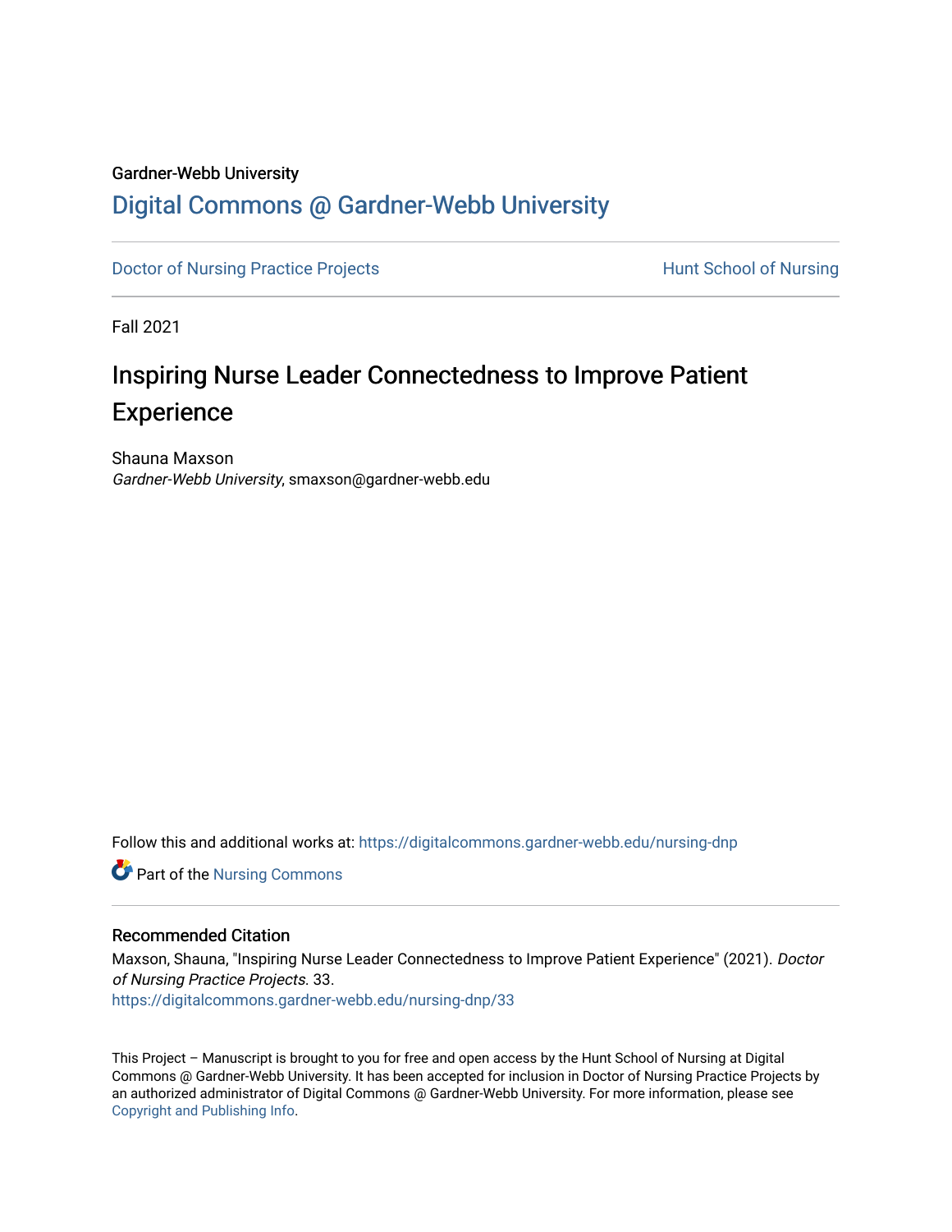Gardner-Webb University

# Digital Commons @ Gardner-Webb University

Doctor of Nursing Practice Projects | Hunt School of Nursing

Fall 2021

## Inspiring Nurse Leader Connectedness to Improve Patient Experience

Shauna Maxson
*Gardner-Webb University*, smaxson@gardner-webb.edu

Follow this and additional works at: https://digitalcommons.gardner-webb.edu/nursing-dnp

Part of the Nursing Commons

### Recommended Citation

Maxson, Shauna, "Inspiring Nurse Leader Connectedness to Improve Patient Experience" (2021). *Doctor of Nursing Practice Projects*. 33.
https://digitalcommons.gardner-webb.edu/nursing-dnp/33

This Project – Manuscript is brought to you for free and open access by the Hunt School of Nursing at Digital Commons @ Gardner-Webb University. It has been accepted for inclusion in Doctor of Nursing Practice Projects by an authorized administrator of Digital Commons @ Gardner-Webb University. For more information, please see Copyright and Publishing Info.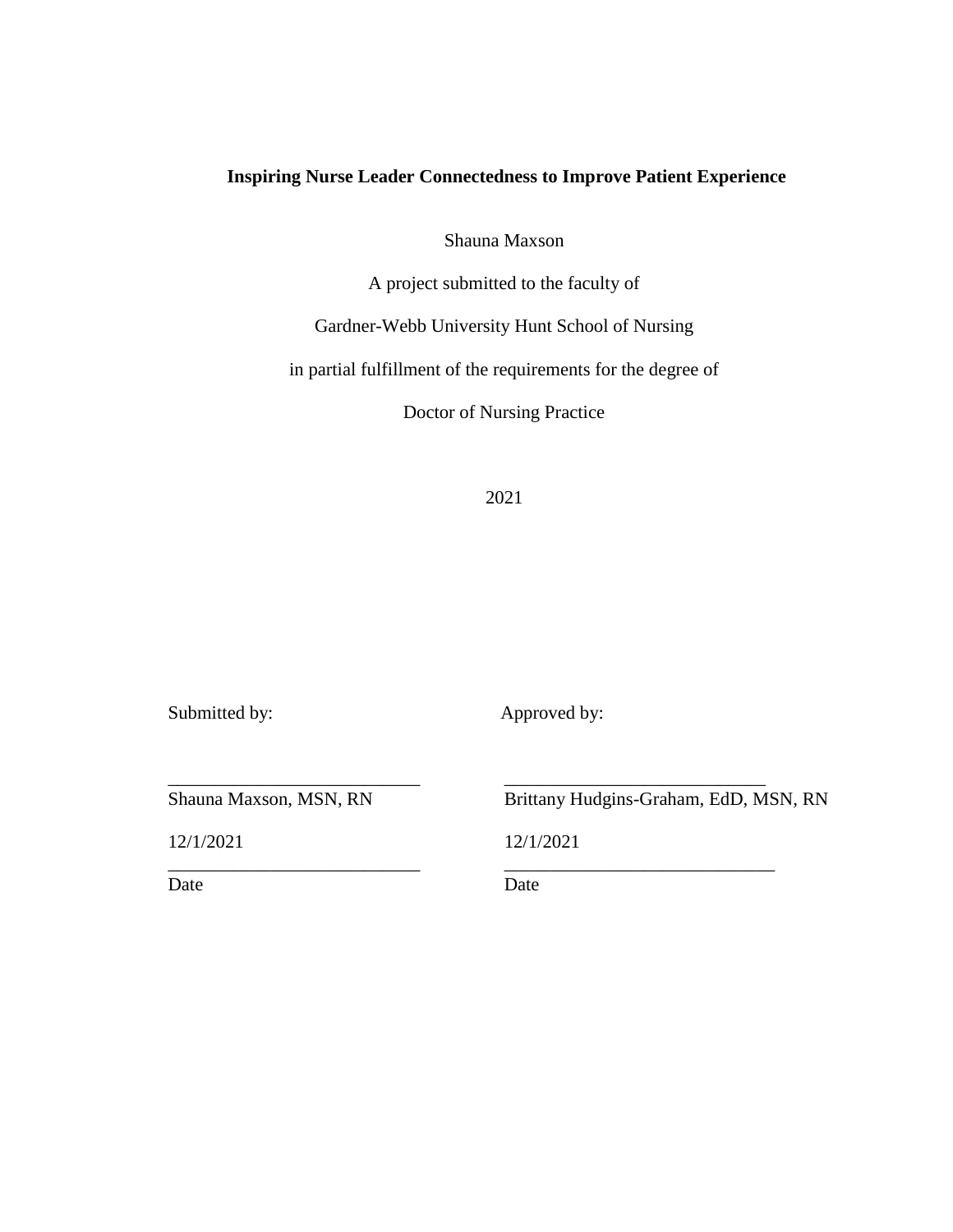**Inspiring Nurse Leader Connectedness to Improve Patient Experience**

Shauna Maxson

A project submitted to the faculty of

Gardner-Webb University Hunt School of Nursing

in partial fulfillment of the requirements for the degree of

Doctor of Nursing Practice

2021

| Submitted by: | Approved by: |
|---|---|
| ___________________________ | ___________________________ |
| Shauna Maxson, MSN, RN | Brittany Hudgins-Graham, EdD, MSN, RN |
| 12/1/2021 | 12/1/2021 |
| ___________________________ | ___________________________ |
| Date | Date |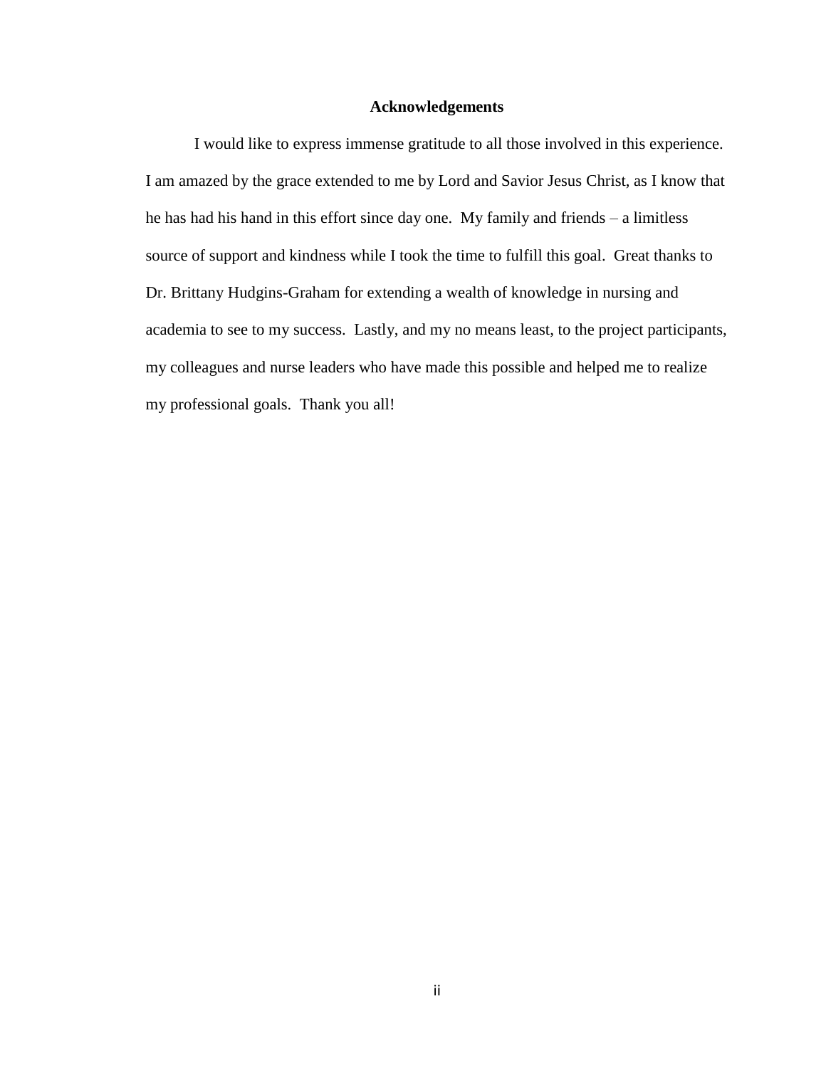## Acknowledgements

I would like to express immense gratitude to all those involved in this experience. I am amazed by the grace extended to me by Lord and Savior Jesus Christ, as I know that he has had his hand in this effort since day one. My family and friends – a limitless source of support and kindness while I took the time to fulfill this goal. Great thanks to Dr. Brittany Hudgins-Graham for extending a wealth of knowledge in nursing and academia to see to my success. Lastly, and my no means least, to the project participants, my colleagues and nurse leaders who have made this possible and helped me to realize my professional goals. Thank you all!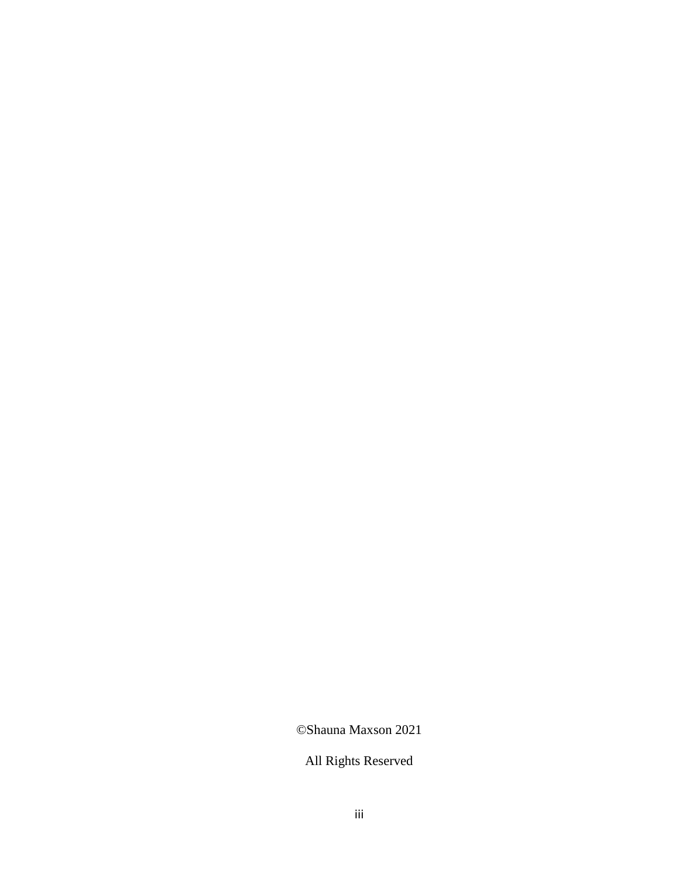©Shauna Maxson 2021

All Rights Reserved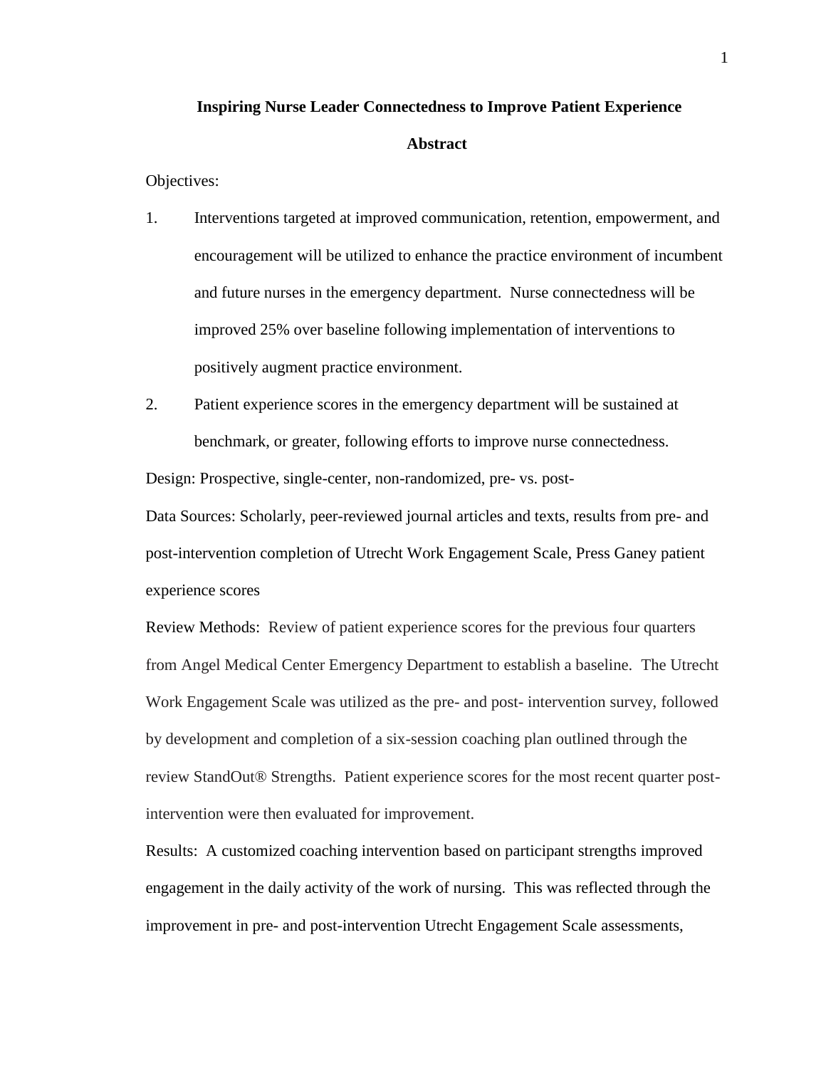# Inspiring Nurse Leader Connectedness to Improve Patient Experience

## Abstract

Objectives:

1. Interventions targeted at improved communication, retention, empowerment, and encouragement will be utilized to enhance the practice environment of incumbent and future nurses in the emergency department. Nurse connectedness will be improved 25% over baseline following implementation of interventions to positively augment practice environment.
2. Patient experience scores in the emergency department will be sustained at benchmark, or greater, following efforts to improve nurse connectedness.

Design: Prospective, single-center, non-randomized, pre- vs. post-

Data Sources: Scholarly, peer-reviewed journal articles and texts, results from pre- and post-intervention completion of Utrecht Work Engagement Scale, Press Ganey patient experience scores

Review Methods: Review of patient experience scores for the previous four quarters from Angel Medical Center Emergency Department to establish a baseline. The Utrecht Work Engagement Scale was utilized as the pre- and post- intervention survey, followed by development and completion of a six-session coaching plan outlined through the review StandOut® Strengths. Patient experience scores for the most recent quarter post-intervention were then evaluated for improvement.

Results: A customized coaching intervention based on participant strengths improved engagement in the daily activity of the work of nursing. This was reflected through the improvement in pre- and post-intervention Utrecht Engagement Scale assessments,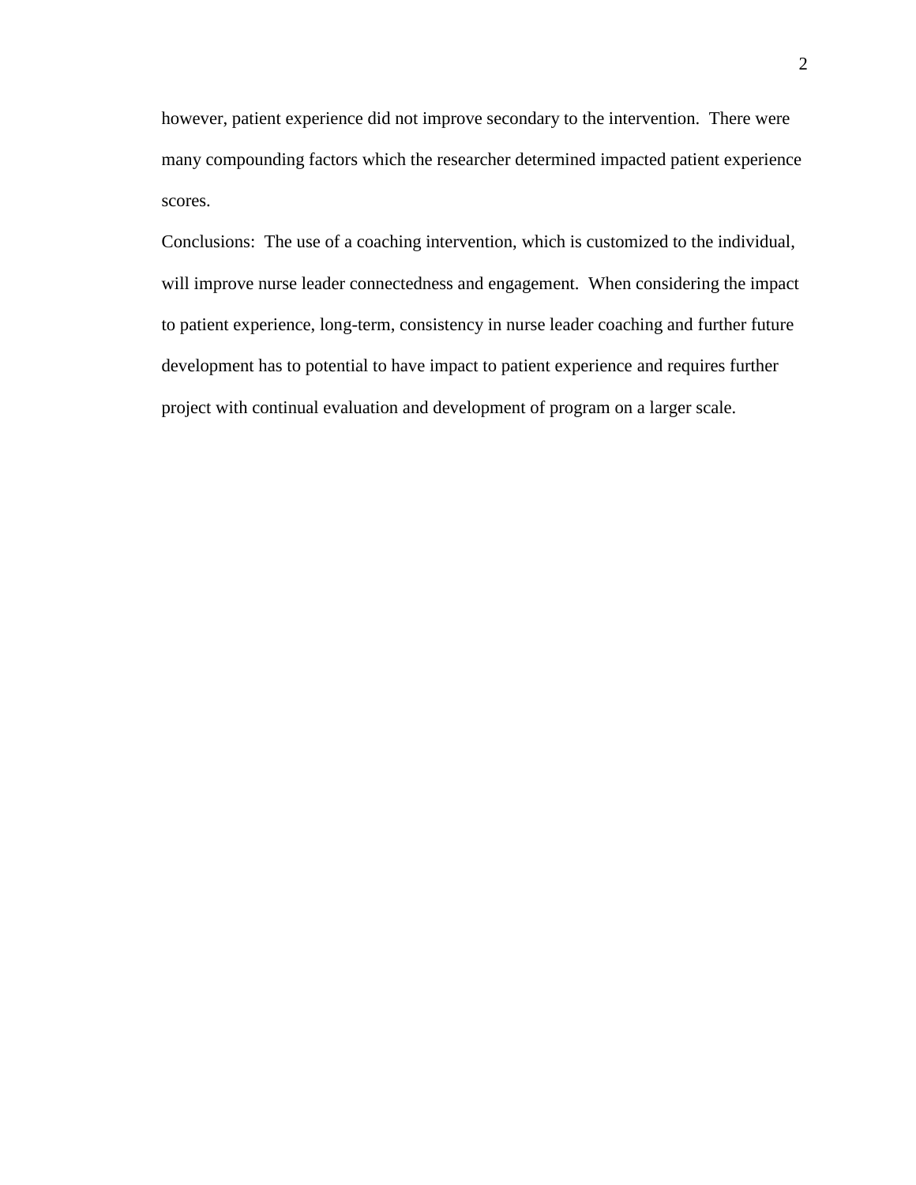however, patient experience did not improve secondary to the intervention.  There were many compounding factors which the researcher determined impacted patient experience scores.

Conclusions:  The use of a coaching intervention, which is customized to the individual, will improve nurse leader connectedness and engagement.  When considering the impact to patient experience, long-term, consistency in nurse leader coaching and further future development has to potential to have impact to patient experience and requires further project with continual evaluation and development of program on a larger scale.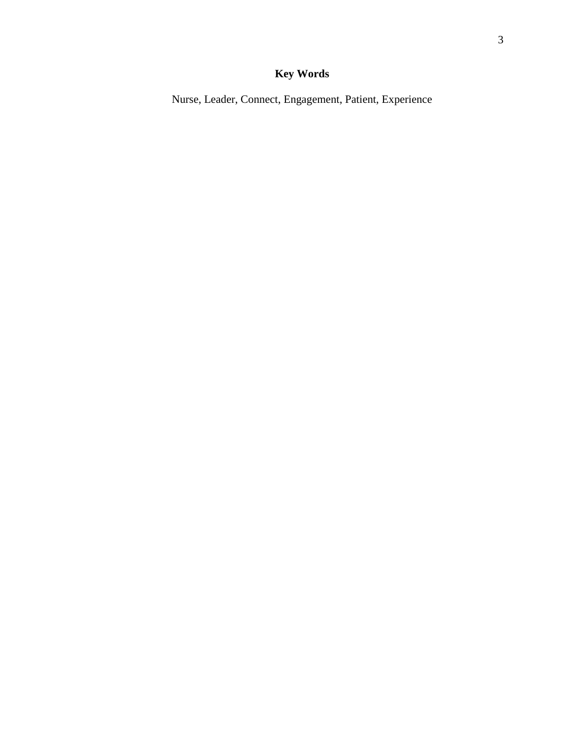**Key Words**

Nurse, Leader, Connect, Engagement, Patient, Experience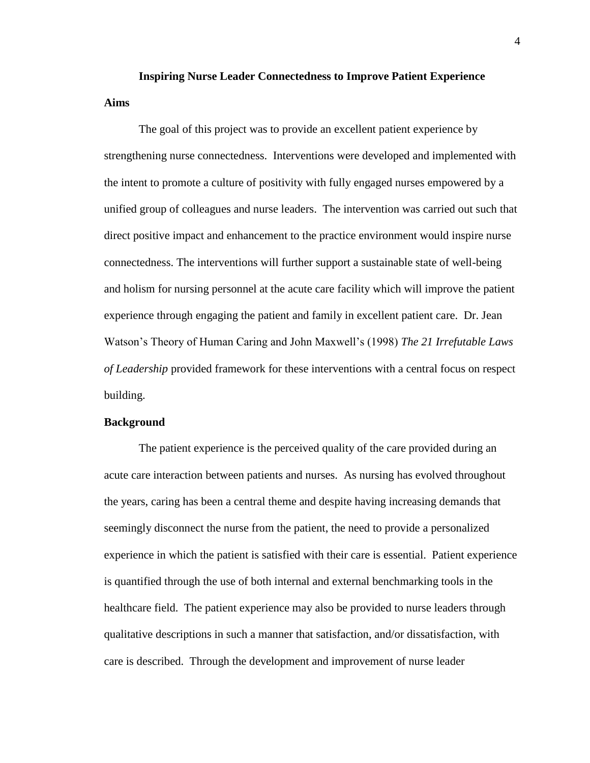# Inspiring Nurse Leader Connectedness to Improve Patient Experience

## Aims

The goal of this project was to provide an excellent patient experience by strengthening nurse connectedness. Interventions were developed and implemented with the intent to promote a culture of positivity with fully engaged nurses empowered by a unified group of colleagues and nurse leaders. The intervention was carried out such that direct positive impact and enhancement to the practice environment would inspire nurse connectedness. The interventions will further support a sustainable state of well-being and holism for nursing personnel at the acute care facility which will improve the patient experience through engaging the patient and family in excellent patient care. Dr. Jean Watson's Theory of Human Caring and John Maxwell's (1998) *The 21 Irrefutable Laws of Leadership* provided framework for these interventions with a central focus on respect building.

## Background

The patient experience is the perceived quality of the care provided during an acute care interaction between patients and nurses. As nursing has evolved throughout the years, caring has been a central theme and despite having increasing demands that seemingly disconnect the nurse from the patient, the need to provide a personalized experience in which the patient is satisfied with their care is essential. Patient experience is quantified through the use of both internal and external benchmarking tools in the healthcare field. The patient experience may also be provided to nurse leaders through qualitative descriptions in such a manner that satisfaction, and/or dissatisfaction, with care is described. Through the development and improvement of nurse leader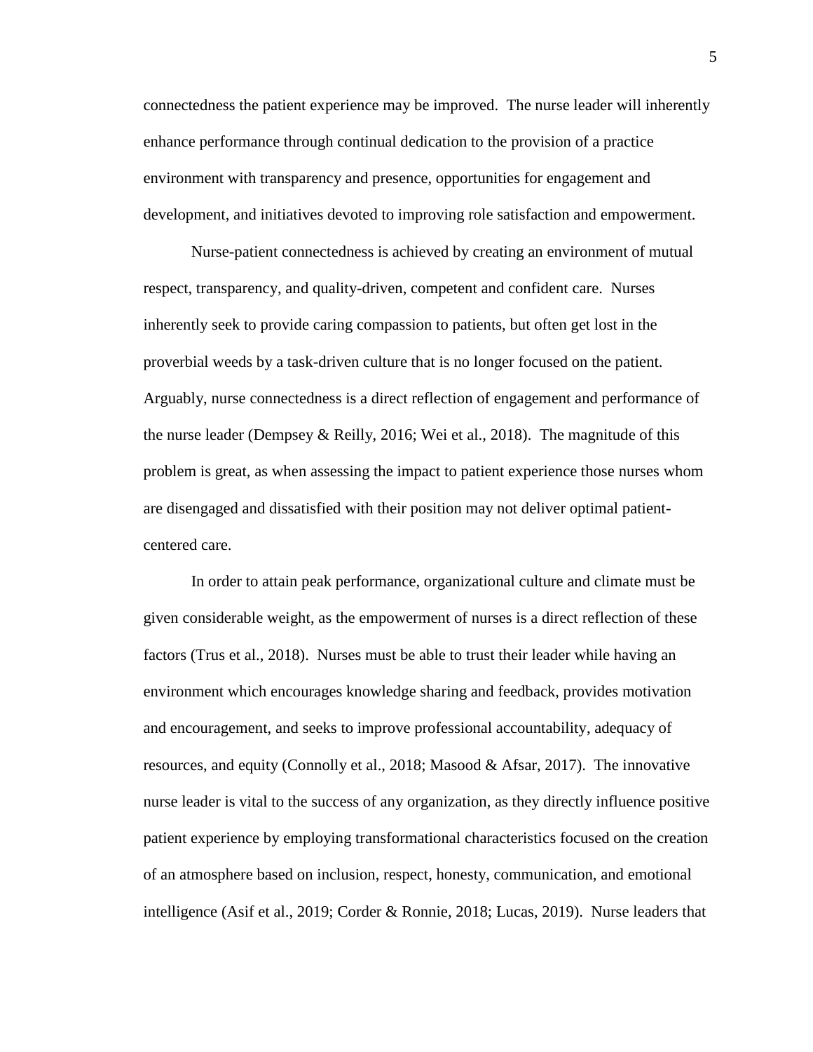connectedness the patient experience may be improved. The nurse leader will inherently enhance performance through continual dedication to the provision of a practice environment with transparency and presence, opportunities for engagement and development, and initiatives devoted to improving role satisfaction and empowerment.

Nurse-patient connectedness is achieved by creating an environment of mutual respect, transparency, and quality-driven, competent and confident care. Nurses inherently seek to provide caring compassion to patients, but often get lost in the proverbial weeds by a task-driven culture that is no longer focused on the patient. Arguably, nurse connectedness is a direct reflection of engagement and performance of the nurse leader (Dempsey & Reilly, 2016; Wei et al., 2018). The magnitude of this problem is great, as when assessing the impact to patient experience those nurses whom are disengaged and dissatisfied with their position may not deliver optimal patient-centered care.

In order to attain peak performance, organizational culture and climate must be given considerable weight, as the empowerment of nurses is a direct reflection of these factors (Trus et al., 2018). Nurses must be able to trust their leader while having an environment which encourages knowledge sharing and feedback, provides motivation and encouragement, and seeks to improve professional accountability, adequacy of resources, and equity (Connolly et al., 2018; Masood & Afsar, 2017). The innovative nurse leader is vital to the success of any organization, as they directly influence positive patient experience by employing transformational characteristics focused on the creation of an atmosphere based on inclusion, respect, honesty, communication, and emotional intelligence (Asif et al., 2019; Corder & Ronnie, 2018; Lucas, 2019). Nurse leaders that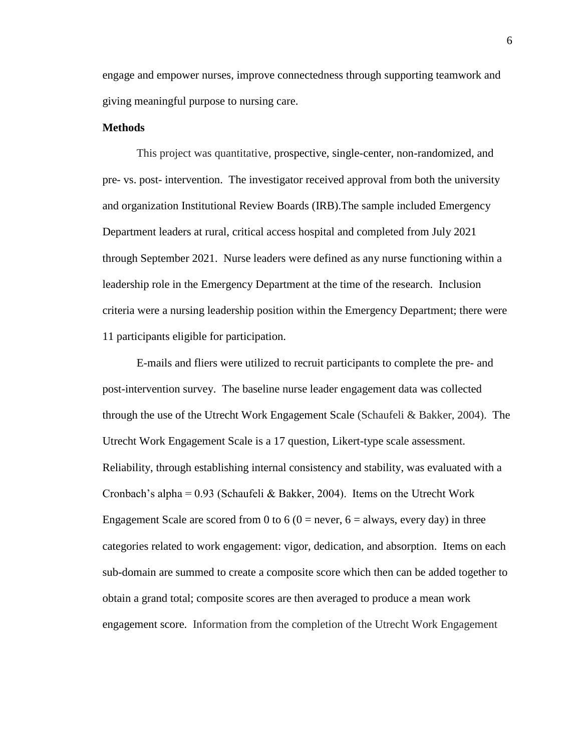engage and empower nurses, improve connectedness through supporting teamwork and giving meaningful purpose to nursing care.

**Methods**

This project was quantitative, prospective, single-center, non-randomized, and pre- vs. post- intervention. The investigator received approval from both the university and organization Institutional Review Boards (IRB).The sample included Emergency Department leaders at rural, critical access hospital and completed from July 2021 through September 2021. Nurse leaders were defined as any nurse functioning within a leadership role in the Emergency Department at the time of the research. Inclusion criteria were a nursing leadership position within the Emergency Department; there were 11 participants eligible for participation.

E-mails and fliers were utilized to recruit participants to complete the pre- and post-intervention survey. The baseline nurse leader engagement data was collected through the use of the Utrecht Work Engagement Scale (Schaufeli & Bakker, 2004). The Utrecht Work Engagement Scale is a 17 question, Likert-type scale assessment. Reliability, through establishing internal consistency and stability, was evaluated with a Cronbach's alpha = 0.93 (Schaufeli & Bakker, 2004). Items on the Utrecht Work Engagement Scale are scored from 0 to 6 (0 = never, 6 = always, every day) in three categories related to work engagement: vigor, dedication, and absorption. Items on each sub-domain are summed to create a composite score which then can be added together to obtain a grand total; composite scores are then averaged to produce a mean work engagement score. Information from the completion of the Utrecht Work Engagement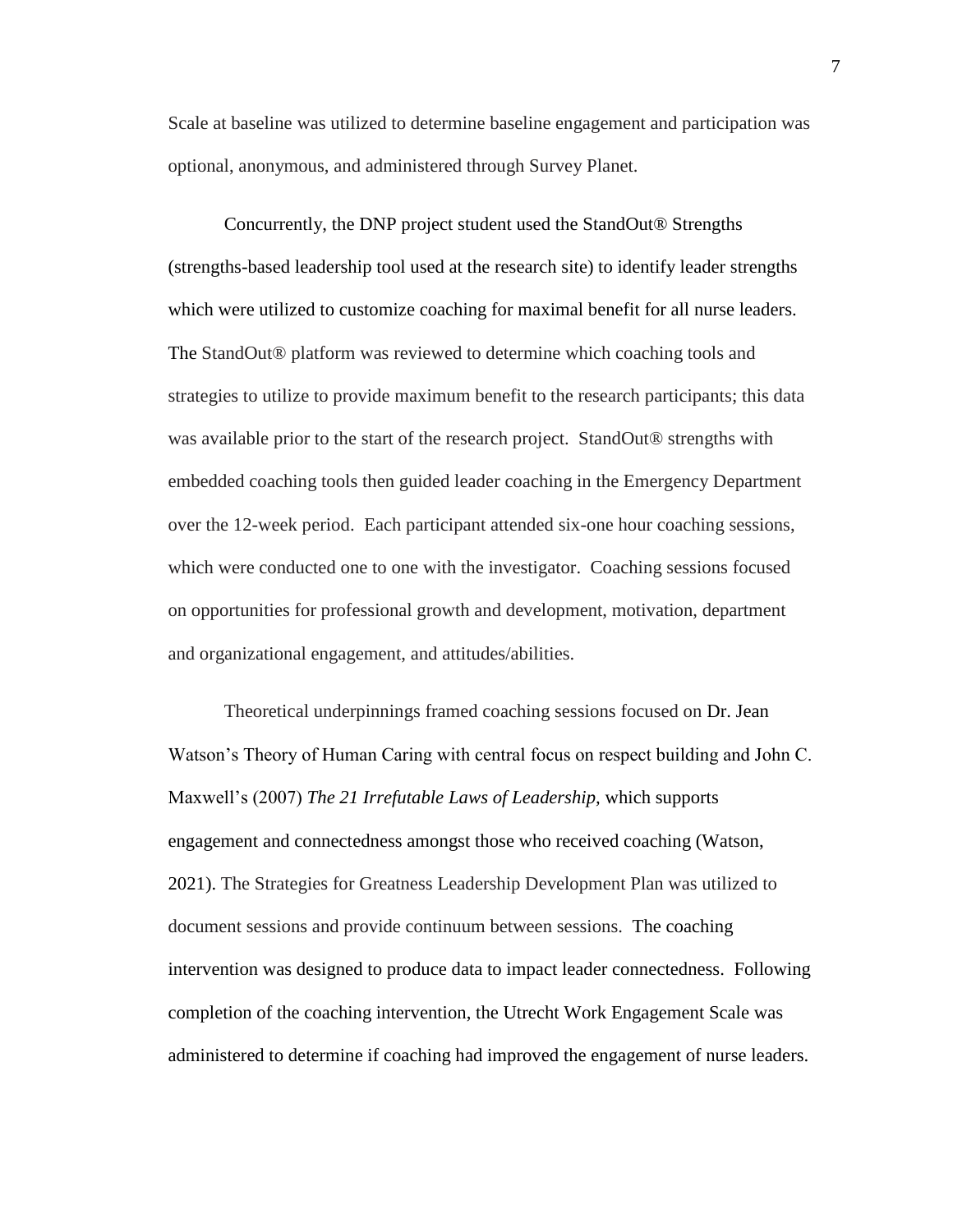Scale at baseline was utilized to determine baseline engagement and participation was optional, anonymous, and administered through Survey Planet.

Concurrently, the DNP project student used the StandOut® Strengths (strengths-based leadership tool used at the research site) to identify leader strengths which were utilized to customize coaching for maximal benefit for all nurse leaders. The StandOut® platform was reviewed to determine which coaching tools and strategies to utilize to provide maximum benefit to the research participants; this data was available prior to the start of the research project. StandOut® strengths with embedded coaching tools then guided leader coaching in the Emergency Department over the 12-week period. Each participant attended six-one hour coaching sessions, which were conducted one to one with the investigator. Coaching sessions focused on opportunities for professional growth and development, motivation, department and organizational engagement, and attitudes/abilities.

Theoretical underpinnings framed coaching sessions focused on Dr. Jean Watson's Theory of Human Caring with central focus on respect building and John C. Maxwell's (2007) *The 21 Irrefutable Laws of Leadership*, which supports engagement and connectedness amongst those who received coaching (Watson, 2021). The Strategies for Greatness Leadership Development Plan was utilized to document sessions and provide continuum between sessions. The coaching intervention was designed to produce data to impact leader connectedness. Following completion of the coaching intervention, the Utrecht Work Engagement Scale was administered to determine if coaching had improved the engagement of nurse leaders.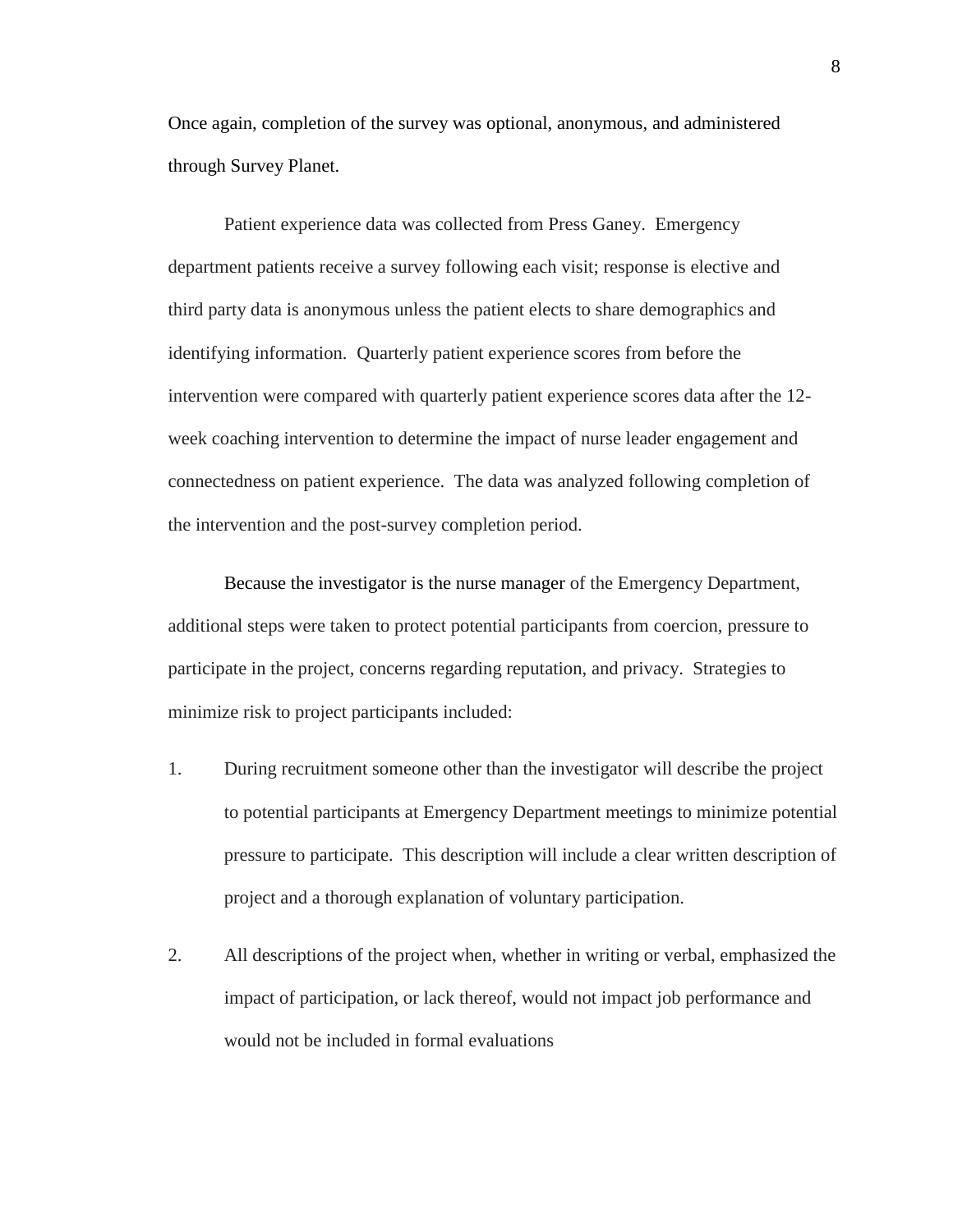Once again, completion of the survey was optional, anonymous, and administered through Survey Planet.

Patient experience data was collected from Press Ganey. Emergency department patients receive a survey following each visit; response is elective and third party data is anonymous unless the patient elects to share demographics and identifying information. Quarterly patient experience scores from before the intervention were compared with quarterly patient experience scores data after the 12-week coaching intervention to determine the impact of nurse leader engagement and connectedness on patient experience. The data was analyzed following completion of the intervention and the post-survey completion period.

Because the investigator is the nurse manager of the Emergency Department, additional steps were taken to protect potential participants from coercion, pressure to participate in the project, concerns regarding reputation, and privacy. Strategies to minimize risk to project participants included:

1. During recruitment someone other than the investigator will describe the project to potential participants at Emergency Department meetings to minimize potential pressure to participate. This description will include a clear written description of project and a thorough explanation of voluntary participation.
2. All descriptions of the project when, whether in writing or verbal, emphasized the impact of participation, or lack thereof, would not impact job performance and would not be included in formal evaluations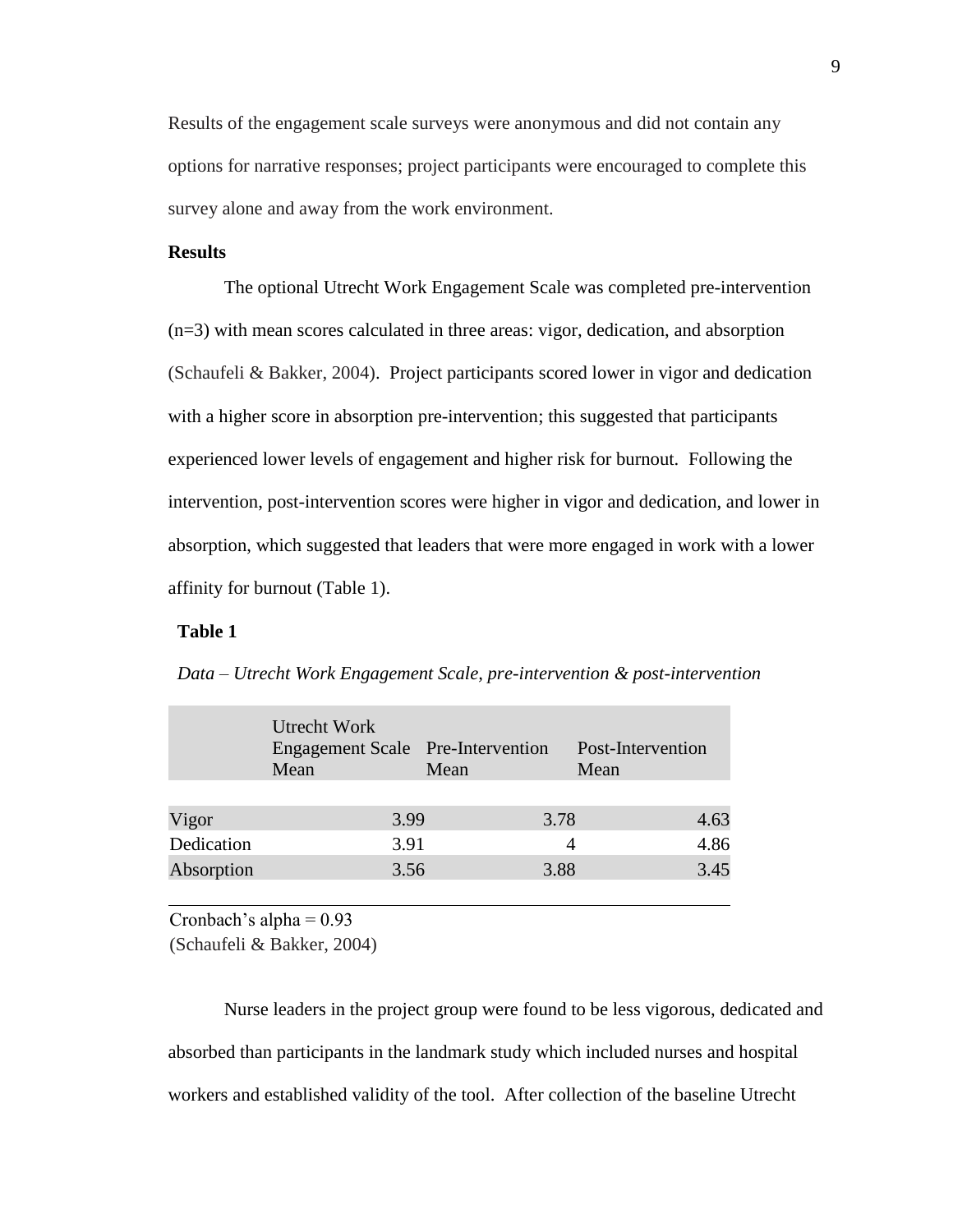Results of the engagement scale surveys were anonymous and did not contain any options for narrative responses; project participants were encouraged to complete this survey alone and away from the work environment.

**Results**

The optional Utrecht Work Engagement Scale was completed pre-intervention (n=3) with mean scores calculated in three areas: vigor, dedication, and absorption (Schaufeli & Bakker, 2004). Project participants scored lower in vigor and dedication with a higher score in absorption pre-intervention; this suggested that participants experienced lower levels of engagement and higher risk for burnout. Following the intervention, post-intervention scores were higher in vigor and dedication, and lower in absorption, which suggested that leaders that were more engaged in work with a lower affinity for burnout (Table 1).

**Table 1**

*Data – Utrecht Work Engagement Scale, pre-intervention & post-intervention*

| | Utrecht Work Engagement Scale Mean | Pre-Intervention Mean | Post-Intervention Mean |
|---|---|---|---|
| Vigor | 3.99 | 3.78 | 4.63 |
| Dedication | 3.91 | 4 | 4.86 |
| Absorption | 3.56 | 3.88 | 3.45 |

Cronbach's alpha = 0.93
(Schaufeli & Bakker, 2004)

Nurse leaders in the project group were found to be less vigorous, dedicated and absorbed than participants in the landmark study which included nurses and hospital workers and established validity of the tool. After collection of the baseline Utrecht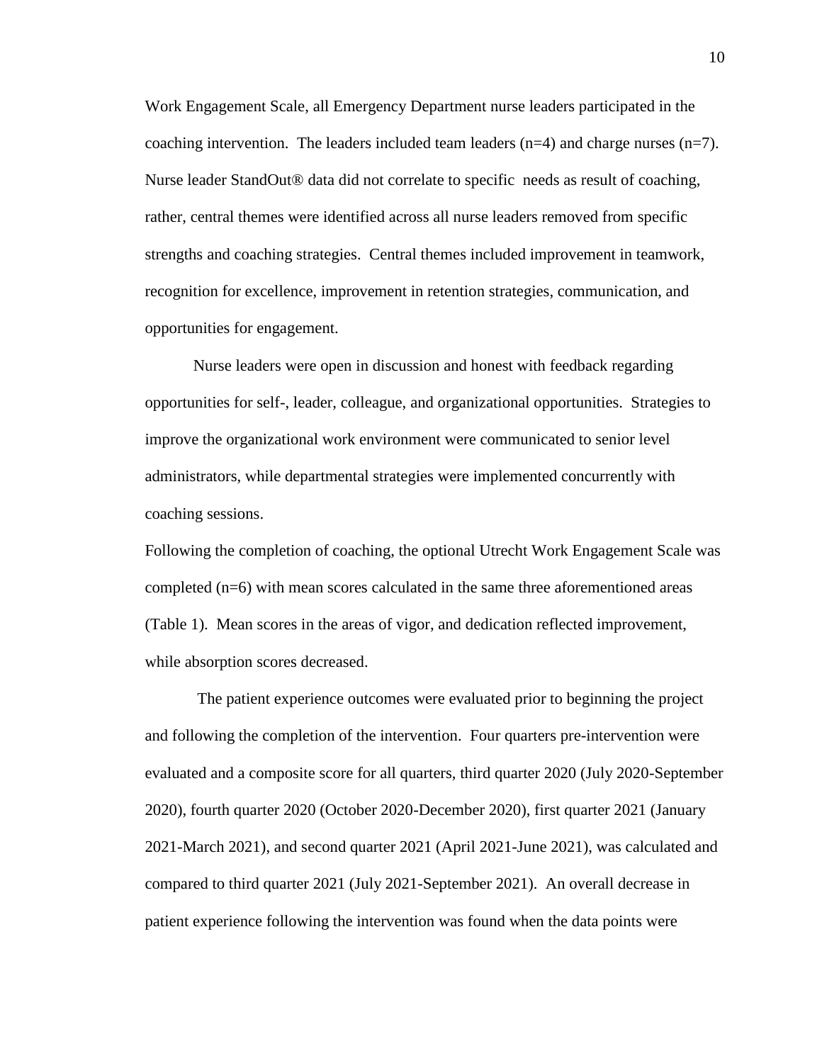Work Engagement Scale, all Emergency Department nurse leaders participated in the coaching intervention. The leaders included team leaders (n=4) and charge nurses (n=7). Nurse leader StandOut® data did not correlate to specific needs as result of coaching, rather, central themes were identified across all nurse leaders removed from specific strengths and coaching strategies. Central themes included improvement in teamwork, recognition for excellence, improvement in retention strategies, communication, and opportunities for engagement.

Nurse leaders were open in discussion and honest with feedback regarding opportunities for self-, leader, colleague, and organizational opportunities. Strategies to improve the organizational work environment were communicated to senior level administrators, while departmental strategies were implemented concurrently with coaching sessions.

Following the completion of coaching, the optional Utrecht Work Engagement Scale was completed (n=6) with mean scores calculated in the same three aforementioned areas (Table 1). Mean scores in the areas of vigor, and dedication reflected improvement, while absorption scores decreased.

The patient experience outcomes were evaluated prior to beginning the project and following the completion of the intervention. Four quarters pre-intervention were evaluated and a composite score for all quarters, third quarter 2020 (July 2020-September 2020), fourth quarter 2020 (October 2020-December 2020), first quarter 2021 (January 2021-March 2021), and second quarter 2021 (April 2021-June 2021), was calculated and compared to third quarter 2021 (July 2021-September 2021). An overall decrease in patient experience following the intervention was found when the data points were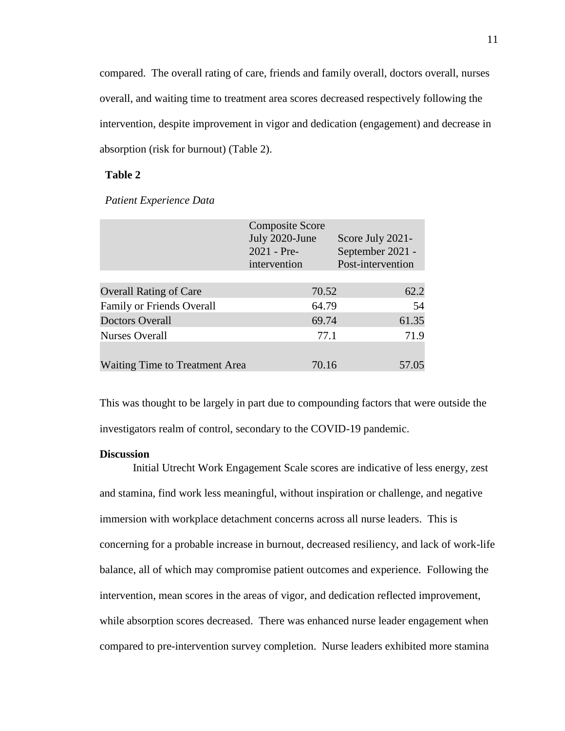compared. The overall rating of care, friends and family overall, doctors overall, nurses overall, and waiting time to treatment area scores decreased respectively following the intervention, despite improvement in vigor and dedication (engagement) and decrease in absorption (risk for burnout) (Table 2).

**Table 2**

*Patient Experience Data*

| | Composite Score July 2020-June 2021 - Pre-intervention | Score July 2021-September 2021 - Post-intervention |
|---|---|---|
| Overall Rating of Care | 70.52 | 62.2 |
| Family or Friends Overall | 64.79 | 54 |
| Doctors Overall | 69.74 | 61.35 |
| Nurses Overall | 77.1 | 71.9 |
| Waiting Time to Treatment Area | 70.16 | 57.05 |

This was thought to be largely in part due to compounding factors that were outside the investigators realm of control, secondary to the COVID-19 pandemic.

## Discussion

Initial Utrecht Work Engagement Scale scores are indicative of less energy, zest and stamina, find work less meaningful, without inspiration or challenge, and negative immersion with workplace detachment concerns across all nurse leaders. This is concerning for a probable increase in burnout, decreased resiliency, and lack of work-life balance, all of which may compromise patient outcomes and experience. Following the intervention, mean scores in the areas of vigor, and dedication reflected improvement, while absorption scores decreased. There was enhanced nurse leader engagement when compared to pre-intervention survey completion. Nurse leaders exhibited more stamina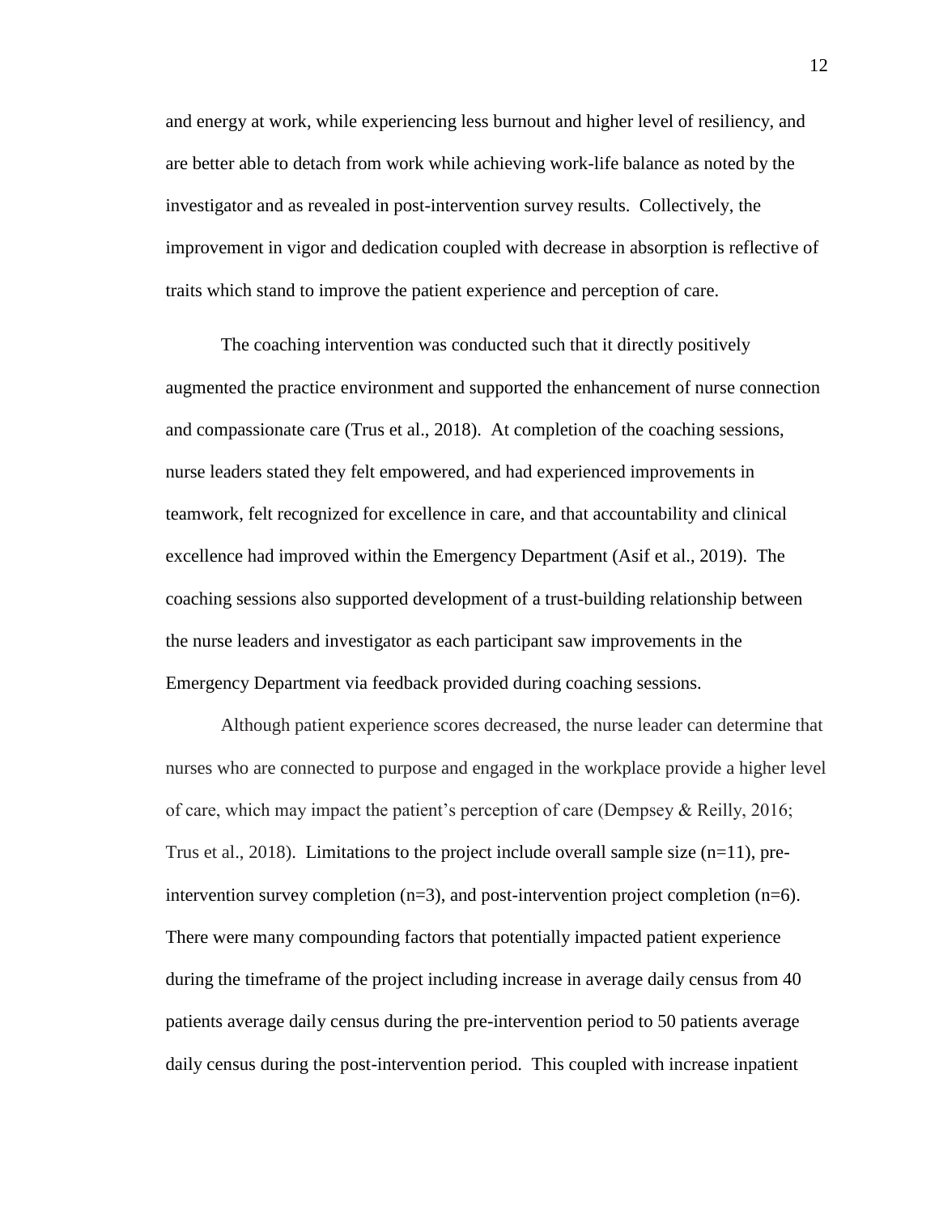and energy at work, while experiencing less burnout and higher level of resiliency, and are better able to detach from work while achieving work-life balance as noted by the investigator and as revealed in post-intervention survey results. Collectively, the improvement in vigor and dedication coupled with decrease in absorption is reflective of traits which stand to improve the patient experience and perception of care.

The coaching intervention was conducted such that it directly positively augmented the practice environment and supported the enhancement of nurse connection and compassionate care (Trus et al., 2018). At completion of the coaching sessions, nurse leaders stated they felt empowered, and had experienced improvements in teamwork, felt recognized for excellence in care, and that accountability and clinical excellence had improved within the Emergency Department (Asif et al., 2019). The coaching sessions also supported development of a trust-building relationship between the nurse leaders and investigator as each participant saw improvements in the Emergency Department via feedback provided during coaching sessions.

Although patient experience scores decreased, the nurse leader can determine that nurses who are connected to purpose and engaged in the workplace provide a higher level of care, which may impact the patient's perception of care (Dempsey & Reilly, 2016; Trus et al., 2018). Limitations to the project include overall sample size (n=11), pre-intervention survey completion (n=3), and post-intervention project completion (n=6). There were many compounding factors that potentially impacted patient experience during the timeframe of the project including increase in average daily census from 40 patients average daily census during the pre-intervention period to 50 patients average daily census during the post-intervention period. This coupled with increase inpatient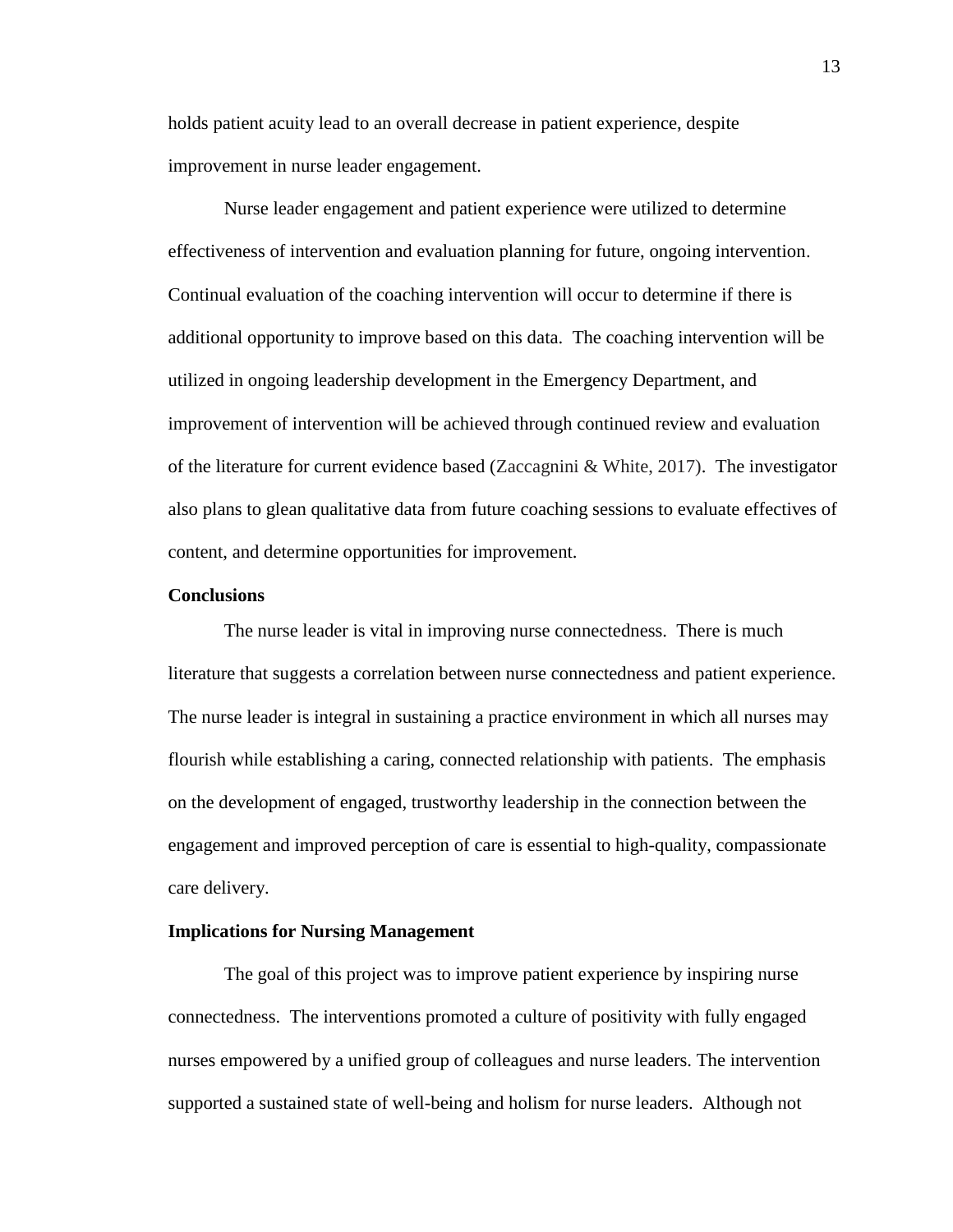holds patient acuity lead to an overall decrease in patient experience, despite improvement in nurse leader engagement.

Nurse leader engagement and patient experience were utilized to determine effectiveness of intervention and evaluation planning for future, ongoing intervention. Continual evaluation of the coaching intervention will occur to determine if there is additional opportunity to improve based on this data. The coaching intervention will be utilized in ongoing leadership development in the Emergency Department, and improvement of intervention will be achieved through continued review and evaluation of the literature for current evidence based (Zaccagnini & White, 2017). The investigator also plans to glean qualitative data from future coaching sessions to evaluate effectives of content, and determine opportunities for improvement.

**Conclusions**

The nurse leader is vital in improving nurse connectedness. There is much literature that suggests a correlation between nurse connectedness and patient experience. The nurse leader is integral in sustaining a practice environment in which all nurses may flourish while establishing a caring, connected relationship with patients. The emphasis on the development of engaged, trustworthy leadership in the connection between the engagement and improved perception of care is essential to high-quality, compassionate care delivery.

**Implications for Nursing Management**

The goal of this project was to improve patient experience by inspiring nurse connectedness. The interventions promoted a culture of positivity with fully engaged nurses empowered by a unified group of colleagues and nurse leaders. The intervention supported a sustained state of well-being and holism for nurse leaders. Although not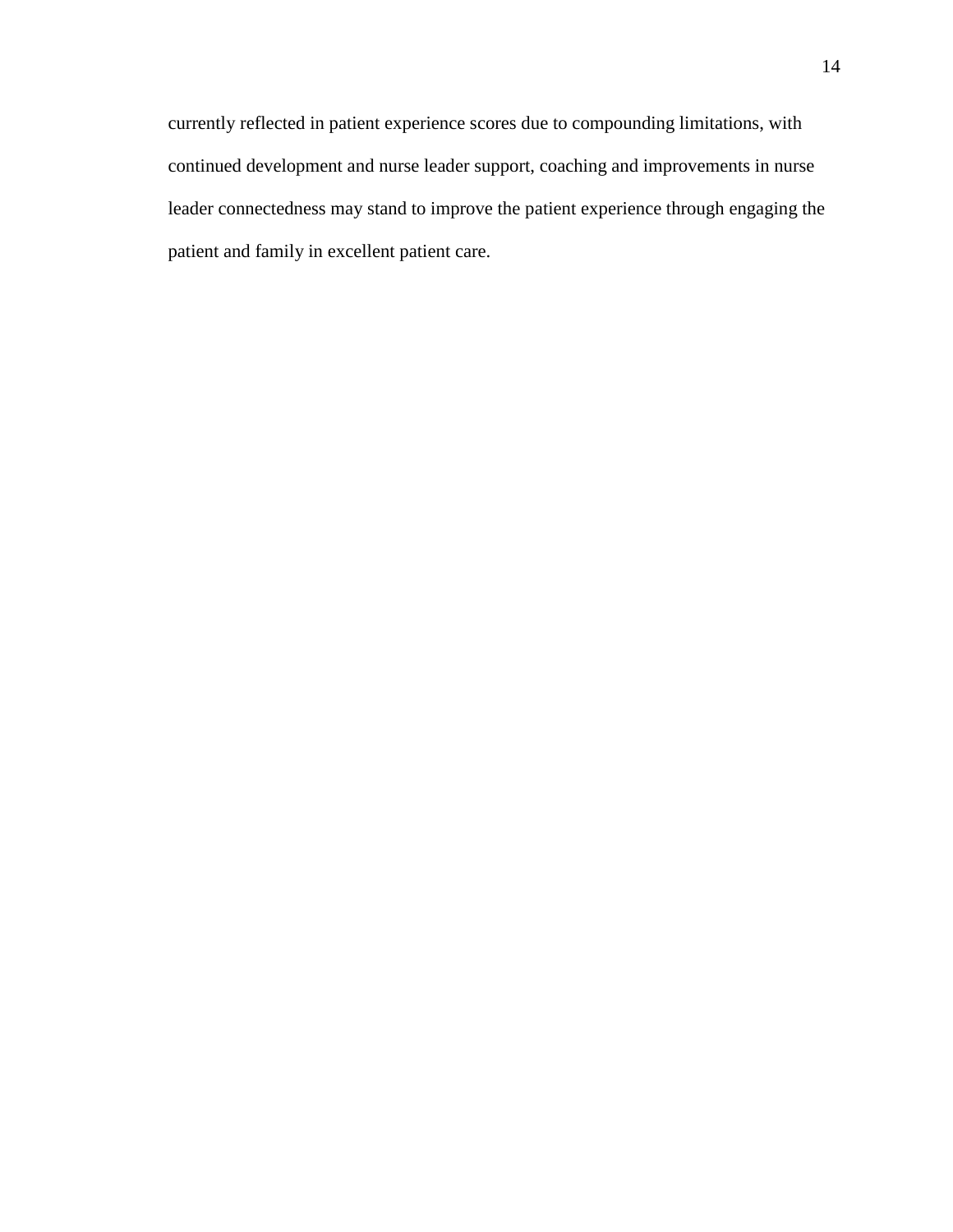currently reflected in patient experience scores due to compounding limitations, with continued development and nurse leader support, coaching and improvements in nurse leader connectedness may stand to improve the patient experience through engaging the patient and family in excellent patient care.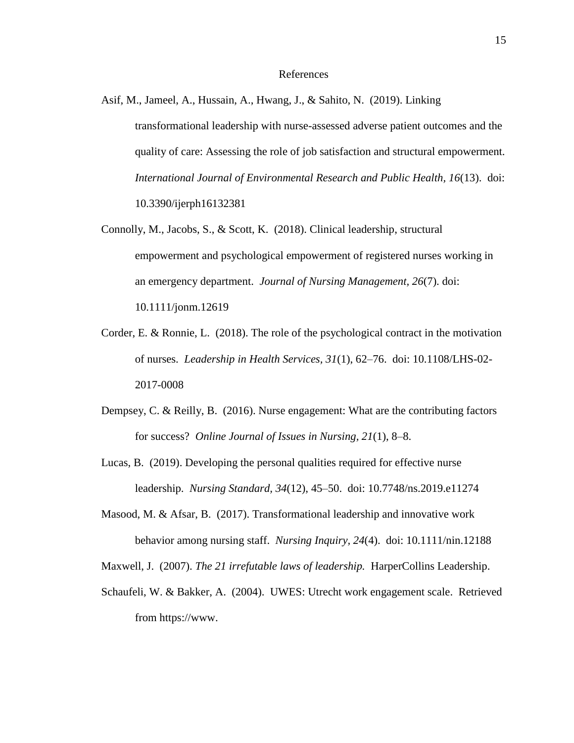# References

Asif, M., Jameel, A., Hussain, A., Hwang, J., & Sahito, N. (2019). Linking transformational leadership with nurse-assessed adverse patient outcomes and the quality of care: Assessing the role of job satisfaction and structural empowerment. *International Journal of Environmental Research and Public Health, 16*(13). doi: 10.3390/ijerph16132381

Connolly, M., Jacobs, S., & Scott, K. (2018). Clinical leadership, structural empowerment and psychological empowerment of registered nurses working in an emergency department. *Journal of Nursing Management, 26*(7). doi: 10.1111/jonm.12619

Corder, E. & Ronnie, L. (2018). The role of the psychological contract in the motivation of nurses. *Leadership in Health Services, 31*(1), 62–76. doi: 10.1108/LHS-02-2017-0008

Dempsey, C. & Reilly, B. (2016). Nurse engagement: What are the contributing factors for success? *Online Journal of Issues in Nursing, 21*(1), 8–8.

Lucas, B. (2019). Developing the personal qualities required for effective nurse leadership. *Nursing Standard, 34*(12), 45–50. doi: 10.7748/ns.2019.e11274

Masood, M. & Afsar, B. (2017). Transformational leadership and innovative work behavior among nursing staff. *Nursing Inquiry, 24*(4). doi: 10.1111/nin.12188

Maxwell, J. (2007). *The 21 irrefutable laws of leadership.* HarperCollins Leadership.

Schaufeli, W. & Bakker, A. (2004). UWES: Utrecht work engagement scale. Retrieved from https://www.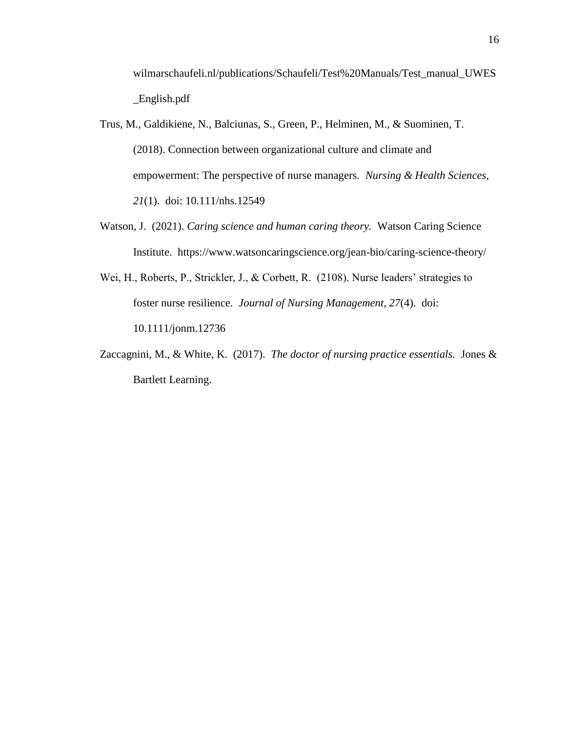wilmarschaufeli.nl/publications/Schaufeli/Test%20Manuals/Test_manual_UWES_English.pdf

Trus, M., Galdikiene, N., Balciunas, S., Green, P., Helminen, M., & Suominen, T. (2018). Connection between organizational culture and climate and empowerment: The perspective of nurse managers. *Nursing & Health Sciences, 21*(1). doi: 10.111/nhs.12549

Watson, J. (2021). *Caring science and human caring theory.* Watson Caring Science Institute. https://www.watsoncaringscience.org/jean-bio/caring-science-theory/

Wei, H., Roberts, P., Strickler, J., & Corbett, R. (2108). Nurse leaders' strategies to foster nurse resilience. *Journal of Nursing Management, 27*(4). doi: 10.1111/jonm.12736

Zaccagnini, M., & White, K. (2017). *The doctor of nursing practice essentials.* Jones & Bartlett Learning.